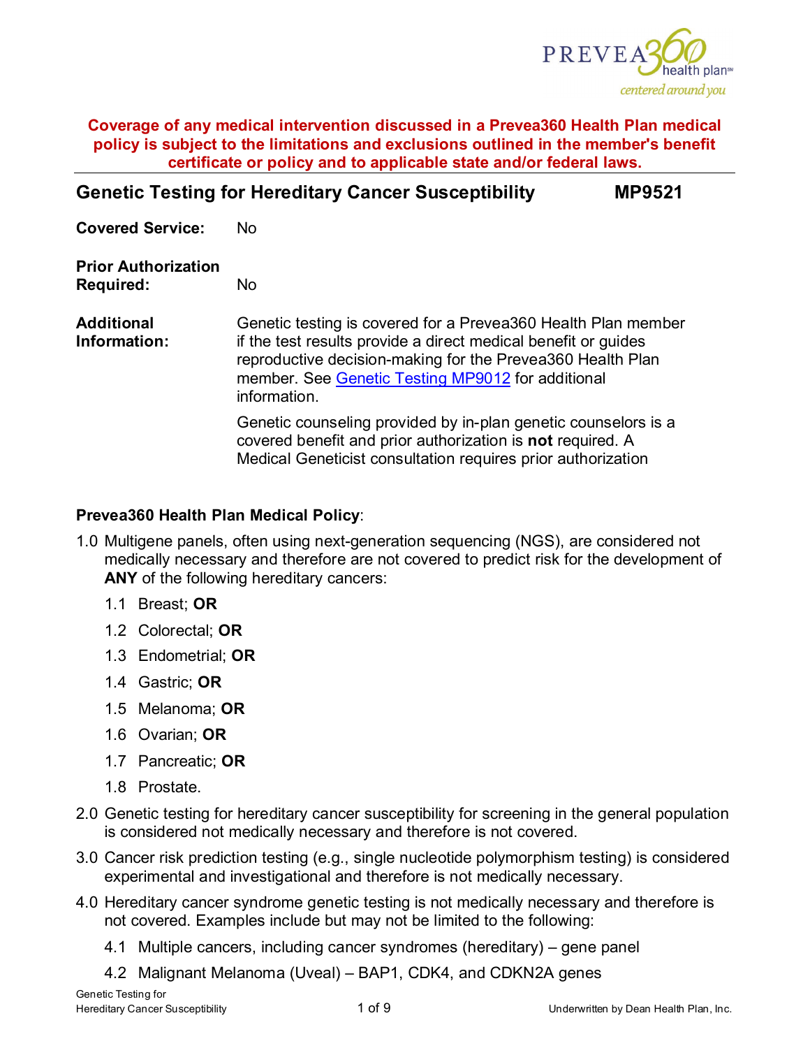**Coverage of any medical intervention discussed in a Prevea360 Health Plan medical policy is subject to the limitations and exclusions outlined in the member's benefit certificate or policy and to applicable state and/or federal laws.**

## Genetic Testing for Hereditary Cancer Susceptibility MP9521

**Covered Service:** No

**Prior Authorization Required:** No

**Additional Information:** Genetic testing is covered for a Prevea360 Health Plan member if the test results provide a direct medical benefit or guides reproductive decision-making for the Prevea360 Health Plan member. See [Genetic Testing MP9012]() for additional information.

Genetic counseling provided by in-plan genetic counselors is a covered benefit and prior authorization is **not** required. A Medical Geneticist consultation requires prior authorization

**Prevea360 Health Plan Medical Policy**:

1.0 Multigene panels, often using next-generation sequencing (NGS), are considered not medically necessary and therefore are not covered to predict risk for the development of **ANY** of the following hereditary cancers:

- 1.1 Breast; **OR**
- 1.2 Colorectal; **OR**
- 1.3 Endometrial; **OR**
- 1.4 Gastric; **OR**
- 1.5 Melanoma; **OR**
- 1.6 Ovarian; **OR**
- 1.7 Pancreatic; **OR**
- 1.8 Prostate.

2.0 Genetic testing for hereditary cancer susceptibility for screening in the general population is considered not medically necessary and therefore is not covered.

3.0 Cancer risk prediction testing (e.g., single nucleotide polymorphism testing) is considered experimental and investigational and therefore is not medically necessary.

4.0 Hereditary cancer syndrome genetic testing is not medically necessary and therefore is not covered. Examples include but may not be limited to the following:

- 4.1 Multiple cancers, including cancer syndromes (hereditary) – gene panel
- 4.2 Malignant Melanoma (Uveal) – BAP1, CDK4, and CDKN2A genes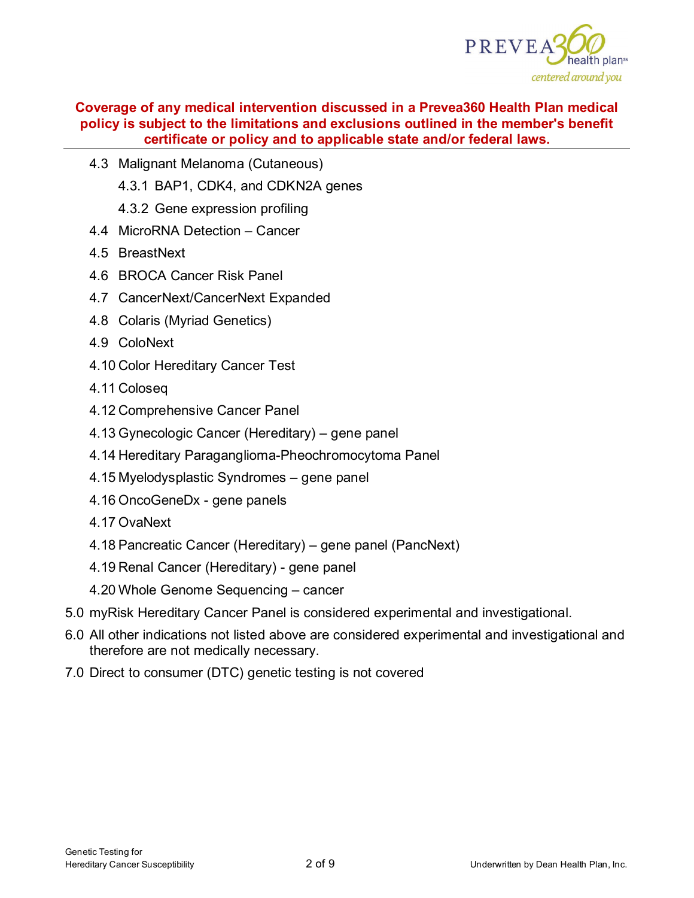**Coverage of any medical intervention discussed in a Prevea360 Health Plan medical policy is subject to the limitations and exclusions outlined in the member's benefit certificate or policy and to applicable state and/or federal laws.**

- 4.3 Malignant Melanoma (Cutaneous)
  - 4.3.1 BAP1, CDK4, and CDKN2A genes
  - 4.3.2 Gene expression profiling
- 4.4 MicroRNA Detection – Cancer
- 4.5 BreastNext
- 4.6 BROCA Cancer Risk Panel
- 4.7 CancerNext/CancerNext Expanded
- 4.8 Colaris (Myriad Genetics)
- 4.9 ColoNext
- 4.10 Color Hereditary Cancer Test
- 4.11 Coloseq
- 4.12 Comprehensive Cancer Panel
- 4.13 Gynecologic Cancer (Hereditary) – gene panel
- 4.14 Hereditary Paraganglioma-Pheochromocytoma Panel
- 4.15 Myelodysplastic Syndromes – gene panel
- 4.16 OncoGeneDx - gene panels
- 4.17 OvaNext
- 4.18 Pancreatic Cancer (Hereditary) – gene panel (PancNext)
- 4.19 Renal Cancer (Hereditary) - gene panel
- 4.20 Whole Genome Sequencing – cancer

5.0 myRisk Hereditary Cancer Panel is considered experimental and investigational.

6.0 All other indications not listed above are considered experimental and investigational and therefore are not medically necessary.

7.0 Direct to consumer (DTC) genetic testing is not covered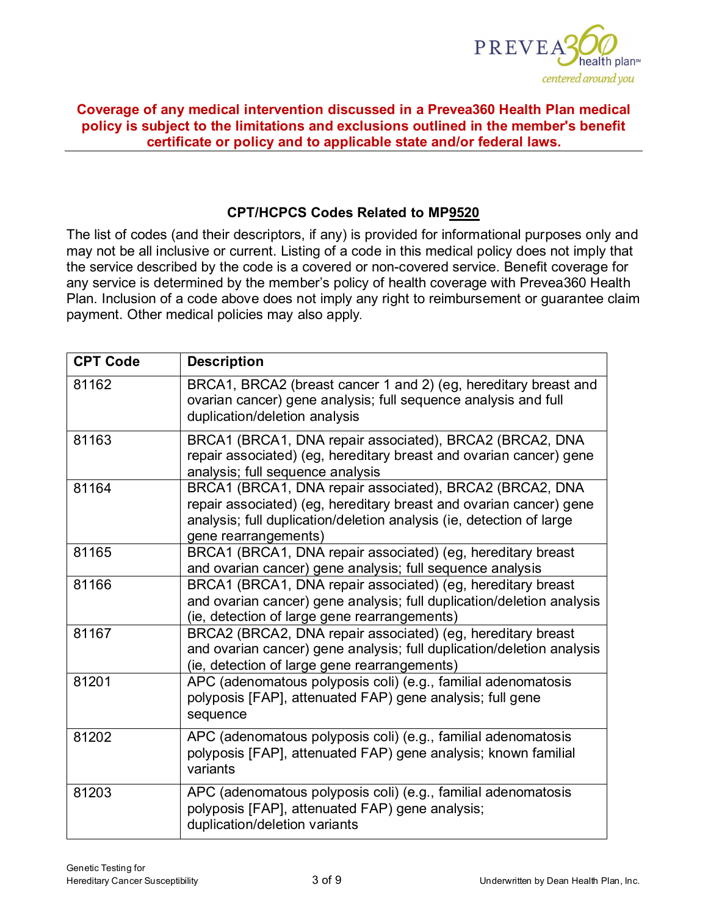**Coverage of any medical intervention discussed in a Prevea360 Health Plan medical policy is subject to the limitations and exclusions outlined in the member's benefit certificate or policy and to applicable state and/or federal laws.**

### CPT/HCPCS Codes Related to MP9520

The list of codes (and their descriptors, if any) is provided for informational purposes only and may not be all inclusive or current. Listing of a code in this medical policy does not imply that the service described by the code is a covered or non-covered service. Benefit coverage for any service is determined by the member's policy of health coverage with Prevea360 Health Plan. Inclusion of a code above does not imply any right to reimbursement or guarantee claim payment. Other medical policies may also apply.

| CPT Code | Description |
| --- | --- |
| 81162 | BRCA1, BRCA2 (breast cancer 1 and 2) (eg, hereditary breast and ovarian cancer) gene analysis; full sequence analysis and full duplication/deletion analysis |
| 81163 | BRCA1 (BRCA1, DNA repair associated), BRCA2 (BRCA2, DNA repair associated) (eg, hereditary breast and ovarian cancer) gene analysis; full sequence analysis |
| 81164 | BRCA1 (BRCA1, DNA repair associated), BRCA2 (BRCA2, DNA repair associated) (eg, hereditary breast and ovarian cancer) gene analysis; full duplication/deletion analysis (ie, detection of large gene rearrangements) |
| 81165 | BRCA1 (BRCA1, DNA repair associated) (eg, hereditary breast and ovarian cancer) gene analysis; full sequence analysis |
| 81166 | BRCA1 (BRCA1, DNA repair associated) (eg, hereditary breast and ovarian cancer) gene analysis; full duplication/deletion analysis (ie, detection of large gene rearrangements) |
| 81167 | BRCA2 (BRCA2, DNA repair associated) (eg, hereditary breast and ovarian cancer) gene analysis; full duplication/deletion analysis (ie, detection of large gene rearrangements) |
| 81201 | APC (adenomatous polyposis coli) (e.g., familial adenomatosis polyposis [FAP], attenuated FAP) gene analysis; full gene sequence |
| 81202 | APC (adenomatous polyposis coli) (e.g., familial adenomatosis polyposis [FAP], attenuated FAP) gene analysis; known familial variants |
| 81203 | APC (adenomatous polyposis coli) (e.g., familial adenomatosis polyposis [FAP], attenuated FAP) gene analysis; duplication/deletion variants |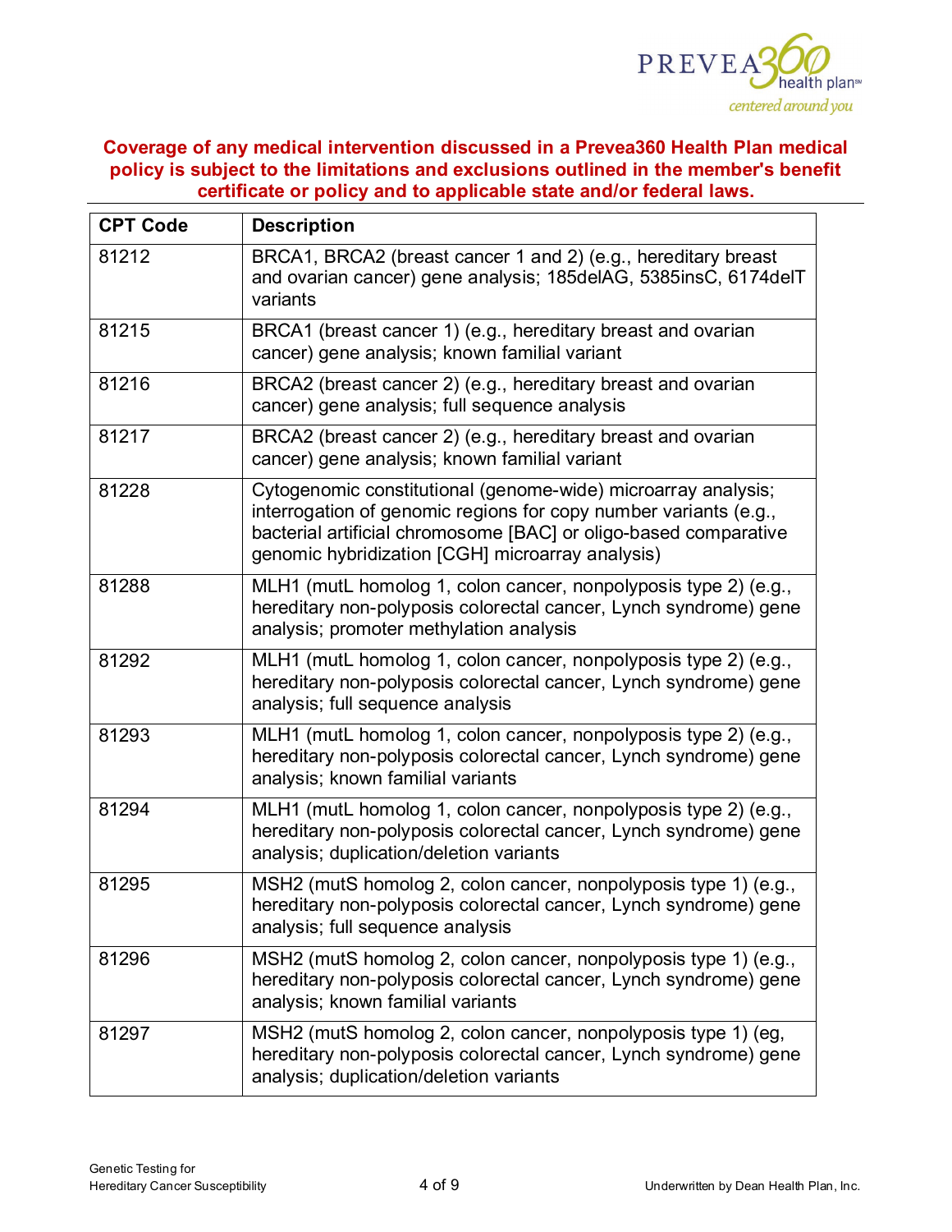**Coverage of any medical intervention discussed in a Prevea360 Health Plan medical policy is subject to the limitations and exclusions outlined in the member's benefit certificate or policy and to applicable state and/or federal laws.**

| CPT Code | Description |
|---|---|
| 81212 | BRCA1, BRCA2 (breast cancer 1 and 2) (e.g., hereditary breast and ovarian cancer) gene analysis; 185delAG, 5385insC, 6174delT variants |
| 81215 | BRCA1 (breast cancer 1) (e.g., hereditary breast and ovarian cancer) gene analysis; known familial variant |
| 81216 | BRCA2 (breast cancer 2) (e.g., hereditary breast and ovarian cancer) gene analysis; full sequence analysis |
| 81217 | BRCA2 (breast cancer 2) (e.g., hereditary breast and ovarian cancer) gene analysis; known familial variant |
| 81228 | Cytogenomic constitutional (genome-wide) microarray analysis; interrogation of genomic regions for copy number variants (e.g., bacterial artificial chromosome [BAC] or oligo-based comparative genomic hybridization [CGH] microarray analysis) |
| 81288 | MLH1 (mutL homolog 1, colon cancer, nonpolyposis type 2) (e.g., hereditary non-polyposis colorectal cancer, Lynch syndrome) gene analysis; promoter methylation analysis |
| 81292 | MLH1 (mutL homolog 1, colon cancer, nonpolyposis type 2) (e.g., hereditary non-polyposis colorectal cancer, Lynch syndrome) gene analysis; full sequence analysis |
| 81293 | MLH1 (mutL homolog 1, colon cancer, nonpolyposis type 2) (e.g., hereditary non-polyposis colorectal cancer, Lynch syndrome) gene analysis; known familial variants |
| 81294 | MLH1 (mutL homolog 1, colon cancer, nonpolyposis type 2) (e.g., hereditary non-polyposis colorectal cancer, Lynch syndrome) gene analysis; duplication/deletion variants |
| 81295 | MSH2 (mutS homolog 2, colon cancer, nonpolyposis type 1) (e.g., hereditary non-polyposis colorectal cancer, Lynch syndrome) gene analysis; full sequence analysis |
| 81296 | MSH2 (mutS homolog 2, colon cancer, nonpolyposis type 1) (e.g., hereditary non-polyposis colorectal cancer, Lynch syndrome) gene analysis; known familial variants |
| 81297 | MSH2 (mutS homolog 2, colon cancer, nonpolyposis type 1) (eg, hereditary non-polyposis colorectal cancer, Lynch syndrome) gene analysis; duplication/deletion variants |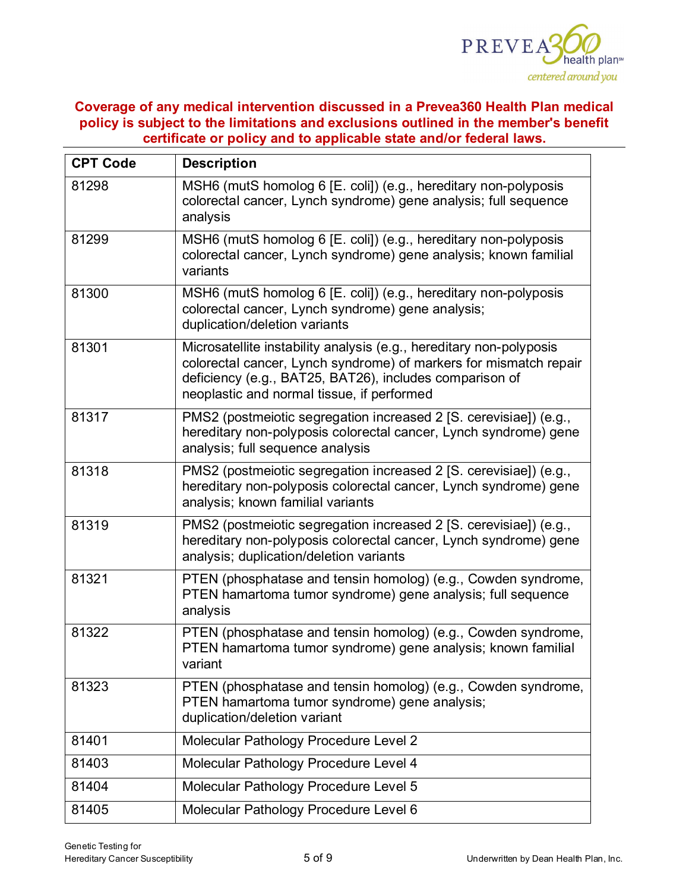**Coverage of any medical intervention discussed in a Prevea360 Health Plan medical policy is subject to the limitations and exclusions outlined in the member's benefit certificate or policy and to applicable state and/or federal laws.**

| CPT Code | Description |
|---|---|
| 81298 | MSH6 (mutS homolog 6 [E. coli]) (e.g., hereditary non-polyposis colorectal cancer, Lynch syndrome) gene analysis; full sequence analysis |
| 81299 | MSH6 (mutS homolog 6 [E. coli]) (e.g., hereditary non-polyposis colorectal cancer, Lynch syndrome) gene analysis; known familial variants |
| 81300 | MSH6 (mutS homolog 6 [E. coli]) (e.g., hereditary non-polyposis colorectal cancer, Lynch syndrome) gene analysis; duplication/deletion variants |
| 81301 | Microsatellite instability analysis (e.g., hereditary non-polyposis colorectal cancer, Lynch syndrome) of markers for mismatch repair deficiency (e.g., BAT25, BAT26), includes comparison of neoplastic and normal tissue, if performed |
| 81317 | PMS2 (postmeiotic segregation increased 2 [S. cerevisiae]) (e.g., hereditary non-polyposis colorectal cancer, Lynch syndrome) gene analysis; full sequence analysis |
| 81318 | PMS2 (postmeiotic segregation increased 2 [S. cerevisiae]) (e.g., hereditary non-polyposis colorectal cancer, Lynch syndrome) gene analysis; known familial variants |
| 81319 | PMS2 (postmeiotic segregation increased 2 [S. cerevisiae]) (e.g., hereditary non-polyposis colorectal cancer, Lynch syndrome) gene analysis; duplication/deletion variants |
| 81321 | PTEN (phosphatase and tensin homolog) (e.g., Cowden syndrome, PTEN hamartoma tumor syndrome) gene analysis; full sequence analysis |
| 81322 | PTEN (phosphatase and tensin homolog) (e.g., Cowden syndrome, PTEN hamartoma tumor syndrome) gene analysis; known familial variant |
| 81323 | PTEN (phosphatase and tensin homolog) (e.g., Cowden syndrome, PTEN hamartoma tumor syndrome) gene analysis; duplication/deletion variant |
| 81401 | Molecular Pathology Procedure Level 2 |
| 81403 | Molecular Pathology Procedure Level 4 |
| 81404 | Molecular Pathology Procedure Level 5 |
| 81405 | Molecular Pathology Procedure Level 6 |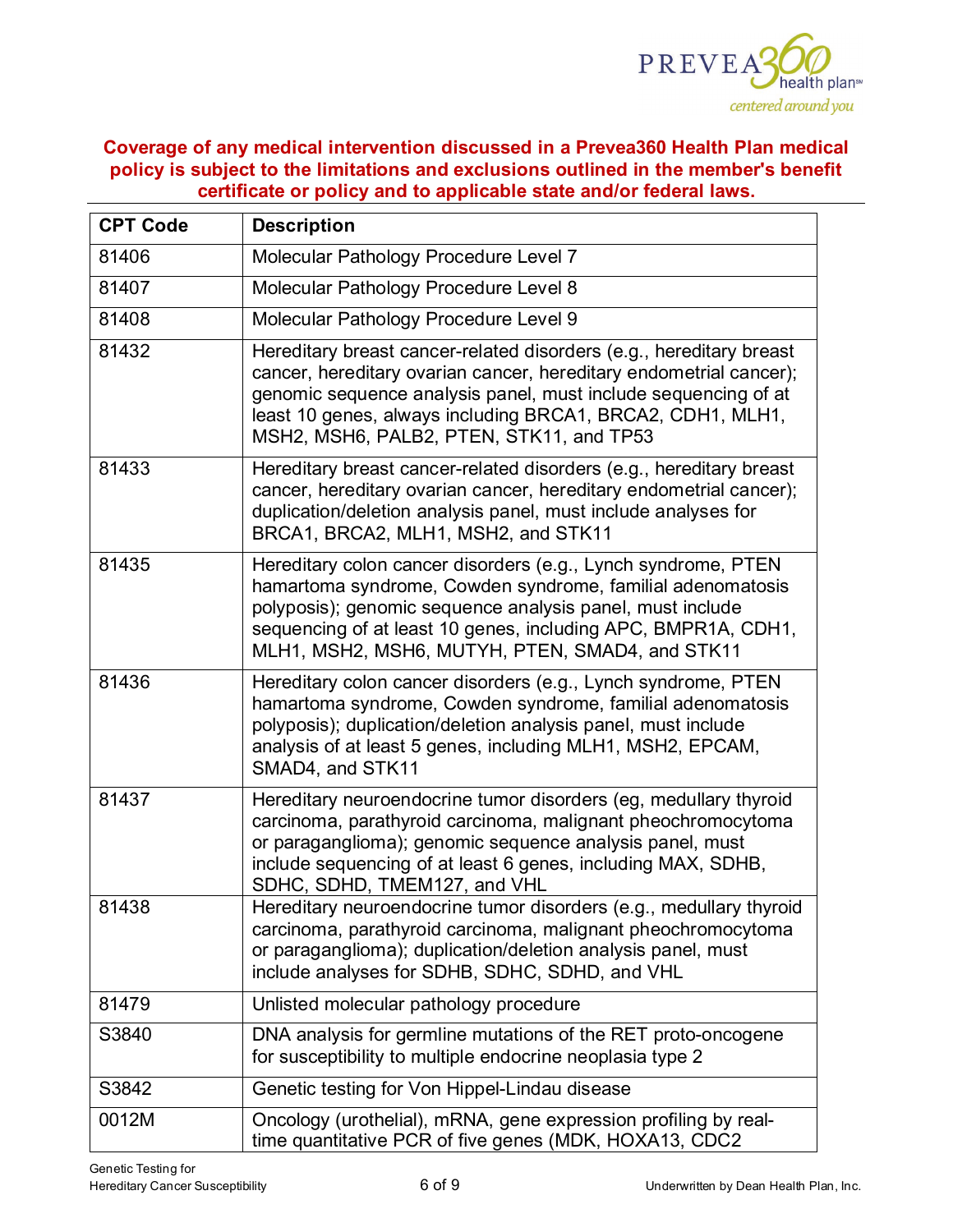**Coverage of any medical intervention discussed in a Prevea360 Health Plan medical policy is subject to the limitations and exclusions outlined in the member's benefit certificate or policy and to applicable state and/or federal laws.**

| CPT Code | Description |
|---|---|
| 81406 | Molecular Pathology Procedure Level 7 |
| 81407 | Molecular Pathology Procedure Level 8 |
| 81408 | Molecular Pathology Procedure Level 9 |
| 81432 | Hereditary breast cancer-related disorders (e.g., hereditary breast cancer, hereditary ovarian cancer, hereditary endometrial cancer); genomic sequence analysis panel, must include sequencing of at least 10 genes, always including BRCA1, BRCA2, CDH1, MLH1, MSH2, MSH6, PALB2, PTEN, STK11, and TP53 |
| 81433 | Hereditary breast cancer-related disorders (e.g., hereditary breast cancer, hereditary ovarian cancer, hereditary endometrial cancer); duplication/deletion analysis panel, must include analyses for BRCA1, BRCA2, MLH1, MSH2, and STK11 |
| 81435 | Hereditary colon cancer disorders (e.g., Lynch syndrome, PTEN hamartoma syndrome, Cowden syndrome, familial adenomatosis polyposis); genomic sequence analysis panel, must include sequencing of at least 10 genes, including APC, BMPR1A, CDH1, MLH1, MSH2, MSH6, MUTYH, PTEN, SMAD4, and STK11 |
| 81436 | Hereditary colon cancer disorders (e.g., Lynch syndrome, PTEN hamartoma syndrome, Cowden syndrome, familial adenomatosis polyposis); duplication/deletion analysis panel, must include analysis of at least 5 genes, including MLH1, MSH2, EPCAM, SMAD4, and STK11 |
| 81437 | Hereditary neuroendocrine tumor disorders (eg, medullary thyroid carcinoma, parathyroid carcinoma, malignant pheochromocytoma or paraganglioma); genomic sequence analysis panel, must include sequencing of at least 6 genes, including MAX, SDHB, SDHC, SDHD, TMEM127, and VHL |
| 81438 | Hereditary neuroendocrine tumor disorders (e.g., medullary thyroid carcinoma, parathyroid carcinoma, malignant pheochromocytoma or paraganglioma); duplication/deletion analysis panel, must include analyses for SDHB, SDHC, SDHD, and VHL |
| 81479 | Unlisted molecular pathology procedure |
| S3840 | DNA analysis for germline mutations of the RET proto-oncogene for susceptibility to multiple endocrine neoplasia type 2 |
| S3842 | Genetic testing for Von Hippel-Lindau disease |
| 0012M | Oncology (urothelial), mRNA, gene expression profiling by real-time quantitative PCR of five genes (MDK, HOXA13, CDC2 |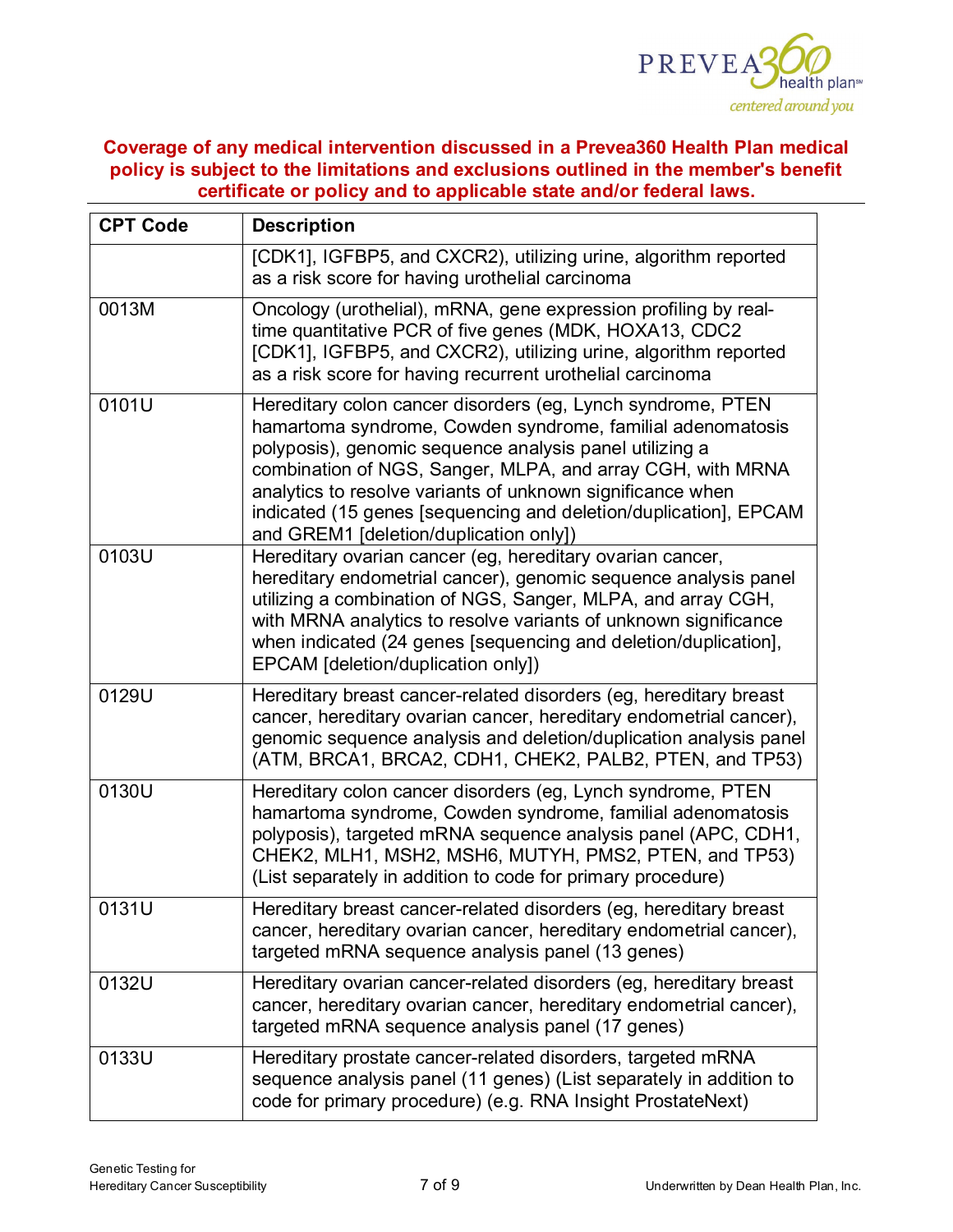**Coverage of any medical intervention discussed in a Prevea360 Health Plan medical policy is subject to the limitations and exclusions outlined in the member's benefit certificate or policy and to applicable state and/or federal laws.**

| CPT Code | Description |
|---|---|
| | [CDK1], IGFBP5, and CXCR2), utilizing urine, algorithm reported as a risk score for having urothelial carcinoma |
| 0013M | Oncology (urothelial), mRNA, gene expression profiling by real-time quantitative PCR of five genes (MDK, HOXA13, CDC2 [CDK1], IGFBP5, and CXCR2), utilizing urine, algorithm reported as a risk score for having recurrent urothelial carcinoma |
| 0101U | Hereditary colon cancer disorders (eg, Lynch syndrome, PTEN hamartoma syndrome, Cowden syndrome, familial adenomatosis polyposis), genomic sequence analysis panel utilizing a combination of NGS, Sanger, MLPA, and array CGH, with MRNA analytics to resolve variants of unknown significance when indicated (15 genes [sequencing and deletion/duplication], EPCAM and GREM1 [deletion/duplication only]) |
| 0103U | Hereditary ovarian cancer (eg, hereditary ovarian cancer, hereditary endometrial cancer), genomic sequence analysis panel utilizing a combination of NGS, Sanger, MLPA, and array CGH, with MRNA analytics to resolve variants of unknown significance when indicated (24 genes [sequencing and deletion/duplication], EPCAM [deletion/duplication only]) |
| 0129U | Hereditary breast cancer-related disorders (eg, hereditary breast cancer, hereditary ovarian cancer, hereditary endometrial cancer), genomic sequence analysis and deletion/duplication analysis panel (ATM, BRCA1, BRCA2, CDH1, CHEK2, PALB2, PTEN, and TP53) |
| 0130U | Hereditary colon cancer disorders (eg, Lynch syndrome, PTEN hamartoma syndrome, Cowden syndrome, familial adenomatosis polyposis), targeted mRNA sequence analysis panel (APC, CDH1, CHEK2, MLH1, MSH2, MSH6, MUTYH, PMS2, PTEN, and TP53) (List separately in addition to code for primary procedure) |
| 0131U | Hereditary breast cancer-related disorders (eg, hereditary breast cancer, hereditary ovarian cancer, hereditary endometrial cancer), targeted mRNA sequence analysis panel (13 genes) |
| 0132U | Hereditary ovarian cancer-related disorders (eg, hereditary breast cancer, hereditary ovarian cancer, hereditary endometrial cancer), targeted mRNA sequence analysis panel (17 genes) |
| 0133U | Hereditary prostate cancer-related disorders, targeted mRNA sequence analysis panel (11 genes) (List separately in addition to code for primary procedure) (e.g. RNA Insight ProstateNext) |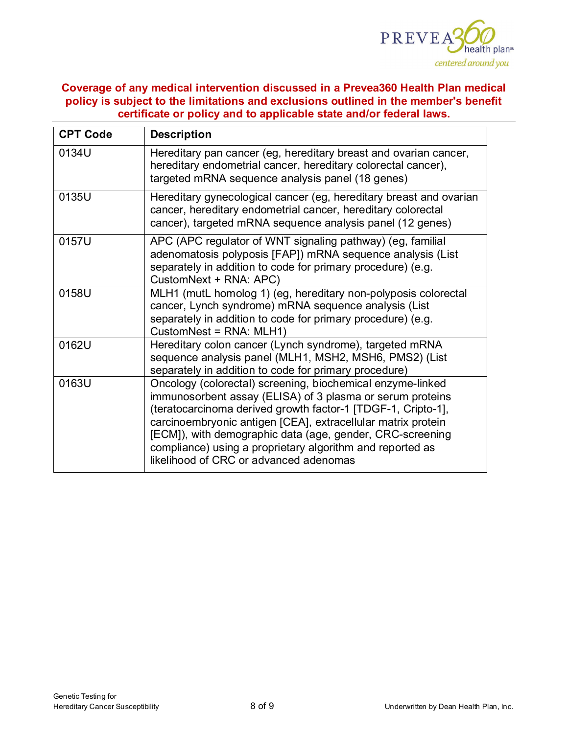**Coverage of any medical intervention discussed in a Prevea360 Health Plan medical policy is subject to the limitations and exclusions outlined in the member's benefit certificate or policy and to applicable state and/or federal laws.**

| CPT Code | Description |
|---|---|
| 0134U | Hereditary pan cancer (eg, hereditary breast and ovarian cancer, hereditary endometrial cancer, hereditary colorectal cancer), targeted mRNA sequence analysis panel (18 genes) |
| 0135U | Hereditary gynecological cancer (eg, hereditary breast and ovarian cancer, hereditary endometrial cancer, hereditary colorectal cancer), targeted mRNA sequence analysis panel (12 genes) |
| 0157U | APC (APC regulator of WNT signaling pathway) (eg, familial adenomatosis polyposis [FAP]) mRNA sequence analysis (List separately in addition to code for primary procedure) (e.g. CustomNext + RNA: APC) |
| 0158U | MLH1 (mutL homolog 1) (eg, hereditary non-polyposis colorectal cancer, Lynch syndrome) mRNA sequence analysis (List separately in addition to code for primary procedure) (e.g. CustomNest = RNA: MLH1) |
| 0162U | Hereditary colon cancer (Lynch syndrome), targeted mRNA sequence analysis panel (MLH1, MSH2, MSH6, PMS2) (List separately in addition to code for primary procedure) |
| 0163U | Oncology (colorectal) screening, biochemical enzyme-linked immunosorbent assay (ELISA) of 3 plasma or serum proteins (teratocarcinoma derived growth factor-1 [TDGF-1, Cripto-1], carcinoembryonic antigen [CEA], extracellular matrix protein [ECM]), with demographic data (age, gender, CRC-screening compliance) using a proprietary algorithm and reported as likelihood of CRC or advanced adenomas |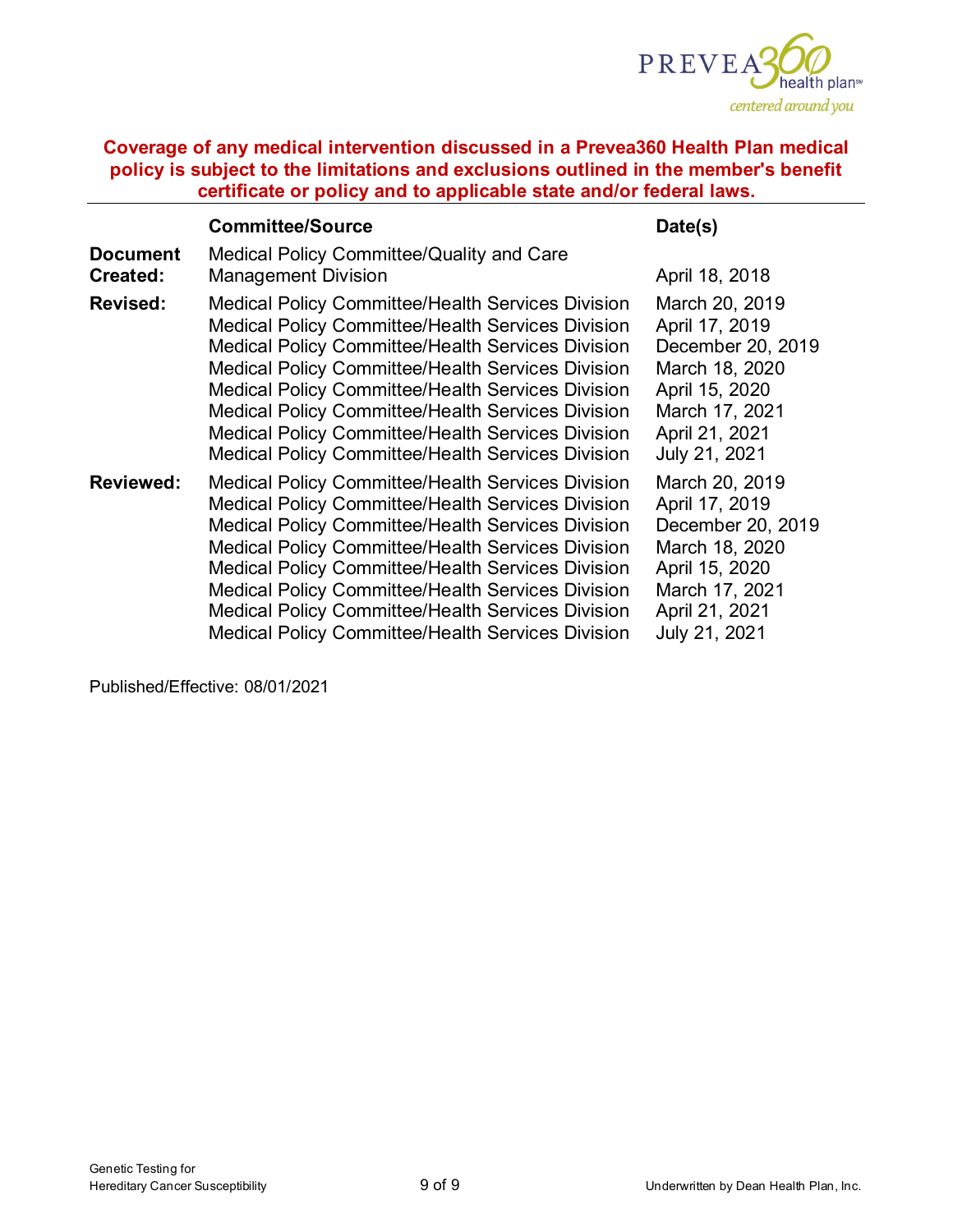**Coverage of any medical intervention discussed in a Prevea360 Health Plan medical policy is subject to the limitations and exclusions outlined in the member's benefit certificate or policy and to applicable state and/or federal laws.**

| | Committee/Source | Date(s) |
|---|---|---|
| **Document Created:** | Medical Policy Committee/Quality and Care Management Division | April 18, 2018 |
| **Revised:** | Medical Policy Committee/Health Services Division | March 20, 2019 |
| | Medical Policy Committee/Health Services Division | April 17, 2019 |
| | Medical Policy Committee/Health Services Division | December 20, 2019 |
| | Medical Policy Committee/Health Services Division | March 18, 2020 |
| | Medical Policy Committee/Health Services Division | April 15, 2020 |
| | Medical Policy Committee/Health Services Division | March 17, 2021 |
| | Medical Policy Committee/Health Services Division | April 21, 2021 |
| | Medical Policy Committee/Health Services Division | July 21, 2021 |
| **Reviewed:** | Medical Policy Committee/Health Services Division | March 20, 2019 |
| | Medical Policy Committee/Health Services Division | April 17, 2019 |
| | Medical Policy Committee/Health Services Division | December 20, 2019 |
| | Medical Policy Committee/Health Services Division | March 18, 2020 |
| | Medical Policy Committee/Health Services Division | April 15, 2020 |
| | Medical Policy Committee/Health Services Division | March 17, 2021 |
| | Medical Policy Committee/Health Services Division | April 21, 2021 |
| | Medical Policy Committee/Health Services Division | July 21, 2021 |

Published/Effective: 08/01/2021